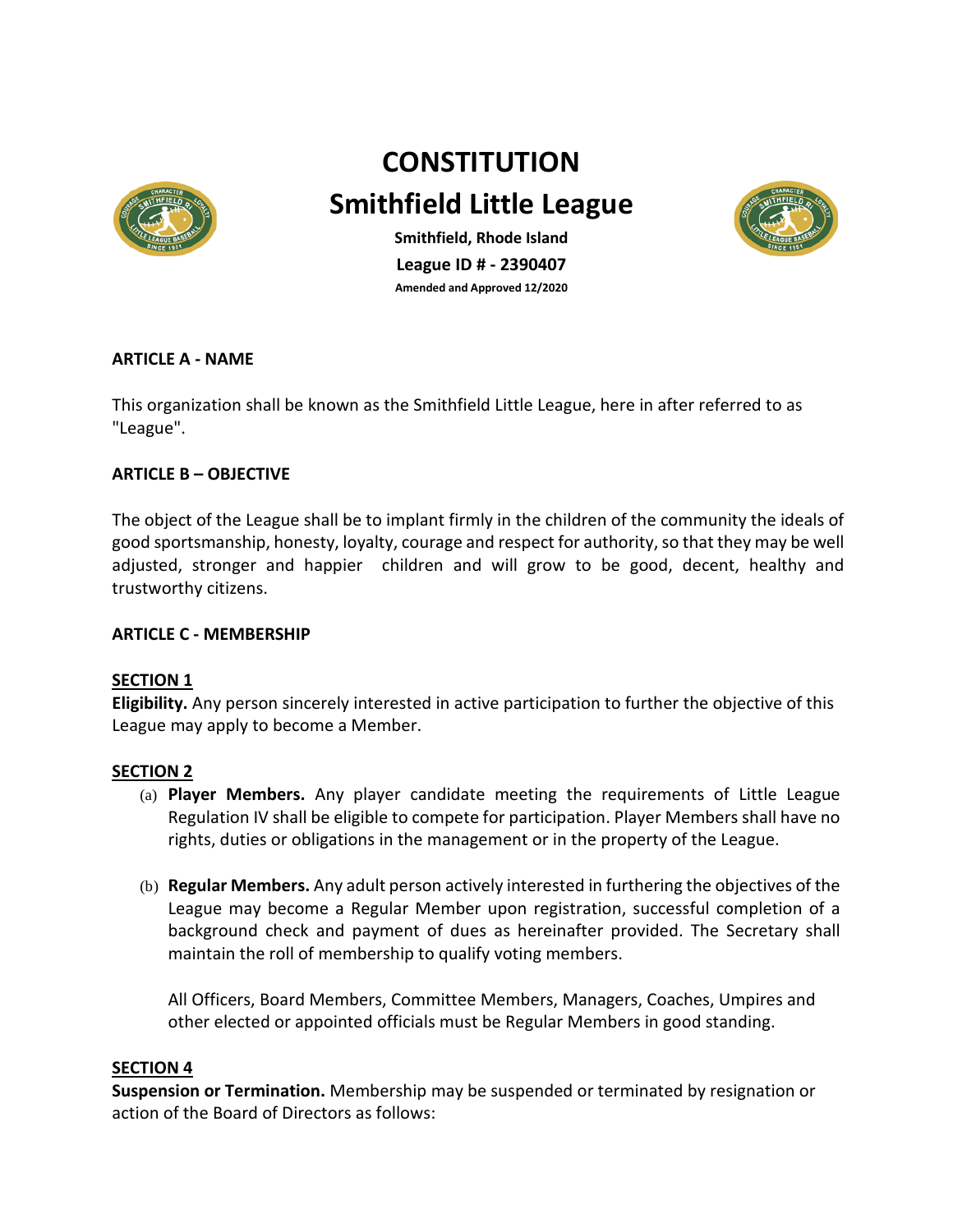# CONSTITUTION

# Smithfield Little League

**Smithfield, Rhode Island**

**League ID # - 2390407**

**Amended and Approved 12/2020**

**ARTICLE A - NAME**

This organization shall be known as the Smithfield Little League, here in after referred to as "League".

**ARTICLE B – OBJECTIVE**

The object of the League shall be to implant firmly in the children of the community the ideals of good sportsmanship, honesty, loyalty, courage and respect for authority, so that they may be well adjusted, stronger and happier children and will grow to be good, decent, healthy and trustworthy citizens.

**ARTICLE C - MEMBERSHIP**

**SECTION 1**

**Eligibility.** Any person sincerely interested in active participation to further the objective of this League may apply to become a Member.

**SECTION 2**

(a) **Player Members.** Any player candidate meeting the requirements of Little League Regulation IV shall be eligible to compete for participation. Player Members shall have no rights, duties or obligations in the management or in the property of the League.

(b) **Regular Members.** Any adult person actively interested in furthering the objectives of the League may become a Regular Member upon registration, successful completion of a background check and payment of dues as hereinafter provided. The Secretary shall maintain the roll of membership to qualify voting members.

All Officers, Board Members, Committee Members, Managers, Coaches, Umpires and other elected or appointed officials must be Regular Members in good standing.

**SECTION 4**

**Suspension or Termination.** Membership may be suspended or terminated by resignation or action of the Board of Directors as follows: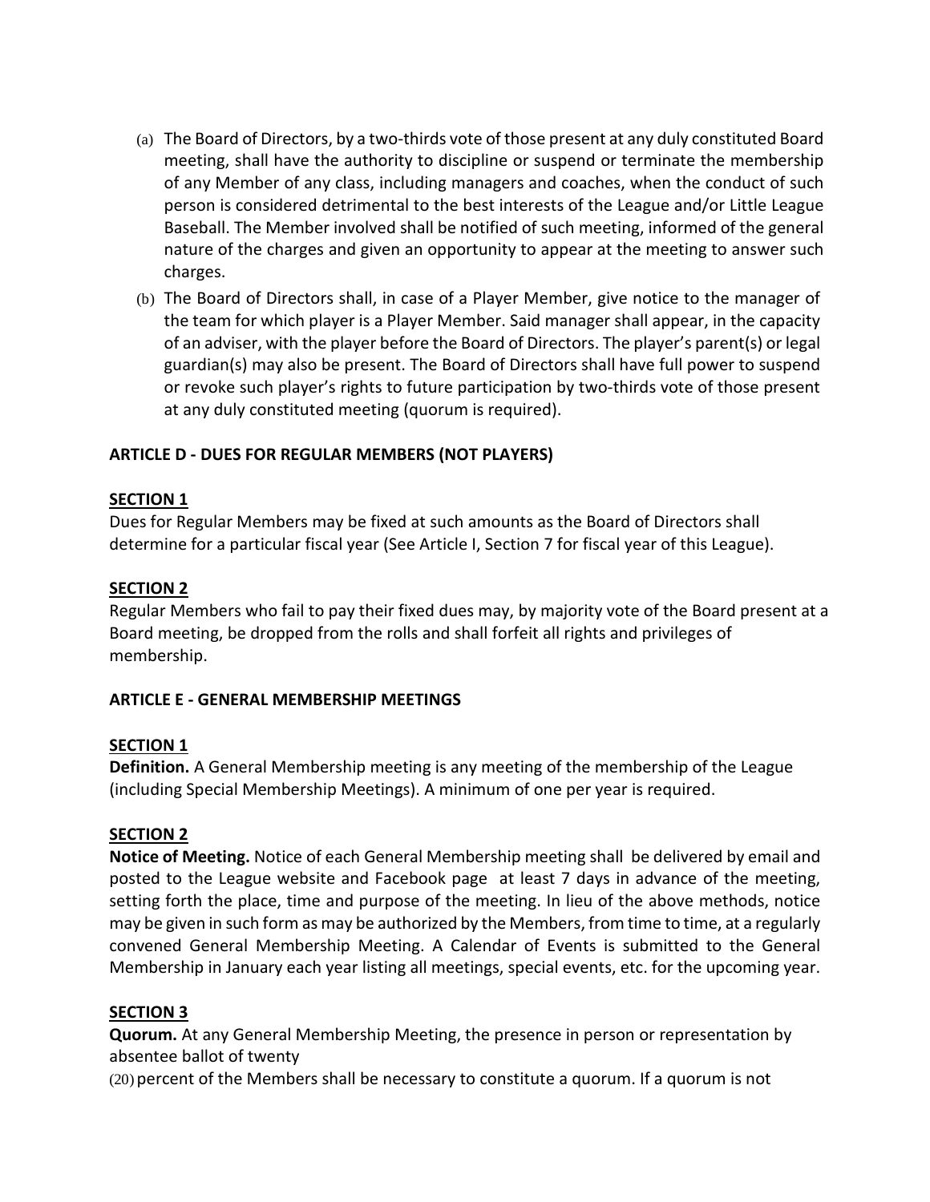(a) The Board of Directors, by a two-thirds vote of those present at any duly constituted Board meeting, shall have the authority to discipline or suspend or terminate the membership of any Member of any class, including managers and coaches, when the conduct of such person is considered detrimental to the best interests of the League and/or Little League Baseball. The Member involved shall be notified of such meeting, informed of the general nature of the charges and given an opportunity to appear at the meeting to answer such charges.

(b) The Board of Directors shall, in case of a Player Member, give notice to the manager of the team for which player is a Player Member. Said manager shall appear, in the capacity of an adviser, with the player before the Board of Directors. The player's parent(s) or legal guardian(s) may also be present. The Board of Directors shall have full power to suspend or revoke such player's rights to future participation by two-thirds vote of those present at any duly constituted meeting (quorum is required).

**ARTICLE D - DUES FOR REGULAR MEMBERS (NOT PLAYERS)**

**SECTION 1**

Dues for Regular Members may be fixed at such amounts as the Board of Directors shall determine for a particular fiscal year (See Article I, Section 7 for fiscal year of this League).

**SECTION 2**

Regular Members who fail to pay their fixed dues may, by majority vote of the Board present at a Board meeting, be dropped from the rolls and shall forfeit all rights and privileges of membership.

**ARTICLE E - GENERAL MEMBERSHIP MEETINGS**

**SECTION 1**

**Definition.** A General Membership meeting is any meeting of the membership of the League (including Special Membership Meetings). A minimum of one per year is required.

**SECTION 2**

**Notice of Meeting.** Notice of each General Membership meeting shall be delivered by email and posted to the League website and Facebook page at least 7 days in advance of the meeting, setting forth the place, time and purpose of the meeting. In lieu of the above methods, notice may be given in such form as may be authorized by the Members, from time to time, at a regularly convened General Membership Meeting. A Calendar of Events is submitted to the General Membership in January each year listing all meetings, special events, etc. for the upcoming year.

**SECTION 3**

**Quorum.** At any General Membership Meeting, the presence in person or representation by absentee ballot of twenty (20) percent of the Members shall be necessary to constitute a quorum. If a quorum is not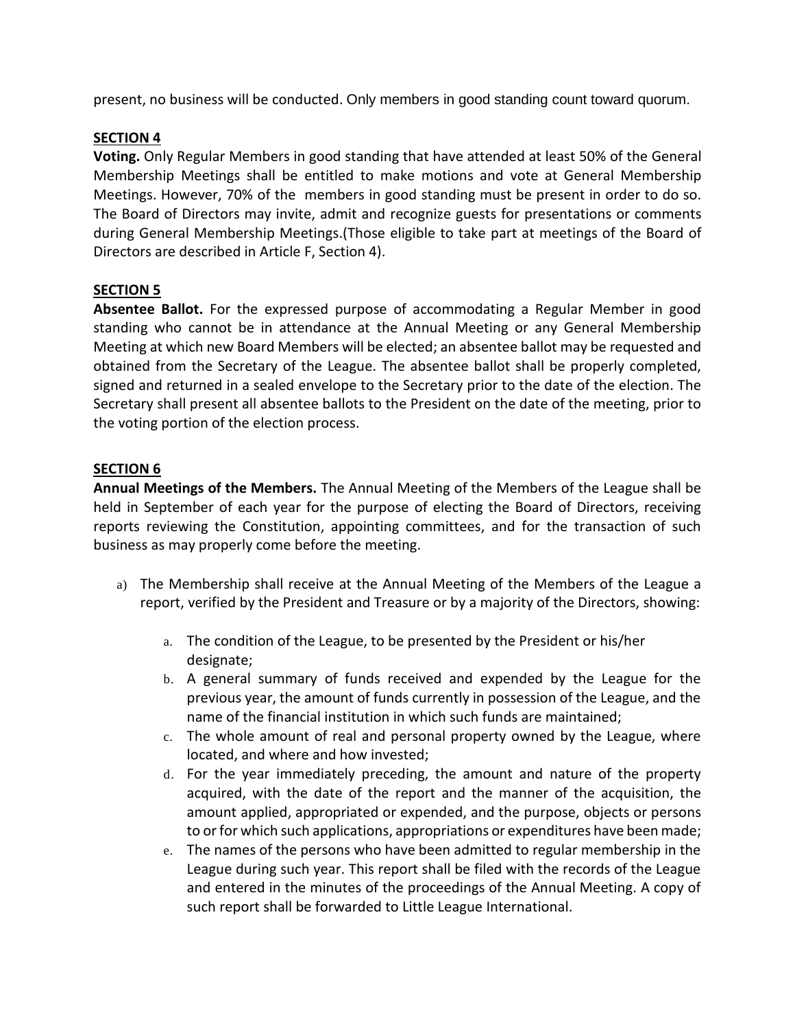present, no business will be conducted. Only members in good standing count toward quorum.

**SECTION 4**

**Voting.** Only Regular Members in good standing that have attended at least 50% of the General Membership Meetings shall be entitled to make motions and vote at General Membership Meetings. However, 70% of the members in good standing must be present in order to do so. The Board of Directors may invite, admit and recognize guests for presentations or comments during General Membership Meetings.(Those eligible to take part at meetings of the Board of Directors are described in Article F, Section 4).

**SECTION 5**

**Absentee Ballot.** For the expressed purpose of accommodating a Regular Member in good standing who cannot be in attendance at the Annual Meeting or any General Membership Meeting at which new Board Members will be elected; an absentee ballot may be requested and obtained from the Secretary of the League. The absentee ballot shall be properly completed, signed and returned in a sealed envelope to the Secretary prior to the date of the election. The Secretary shall present all absentee ballots to the President on the date of the meeting, prior to the voting portion of the election process.

**SECTION 6**

**Annual Meetings of the Members.** The Annual Meeting of the Members of the League shall be held in September of each year for the purpose of electing the Board of Directors, receiving reports reviewing the Constitution, appointing committees, and for the transaction of such business as may properly come before the meeting.

a) The Membership shall receive at the Annual Meeting of the Members of the League a report, verified by the President and Treasure or by a majority of the Directors, showing:

    a. The condition of the League, to be presented by the President or his/her designate;
    b. A general summary of funds received and expended by the League for the previous year, the amount of funds currently in possession of the League, and the name of the financial institution in which such funds are maintained;
    c. The whole amount of real and personal property owned by the League, where located, and where and how invested;
    d. For the year immediately preceding, the amount and nature of the property acquired, with the date of the report and the manner of the acquisition, the amount applied, appropriated or expended, and the purpose, objects or persons to or for which such applications, appropriations or expenditures have been made;
    e. The names of the persons who have been admitted to regular membership in the League during such year. This report shall be filed with the records of the League and entered in the minutes of the proceedings of the Annual Meeting. A copy of such report shall be forwarded to Little League International.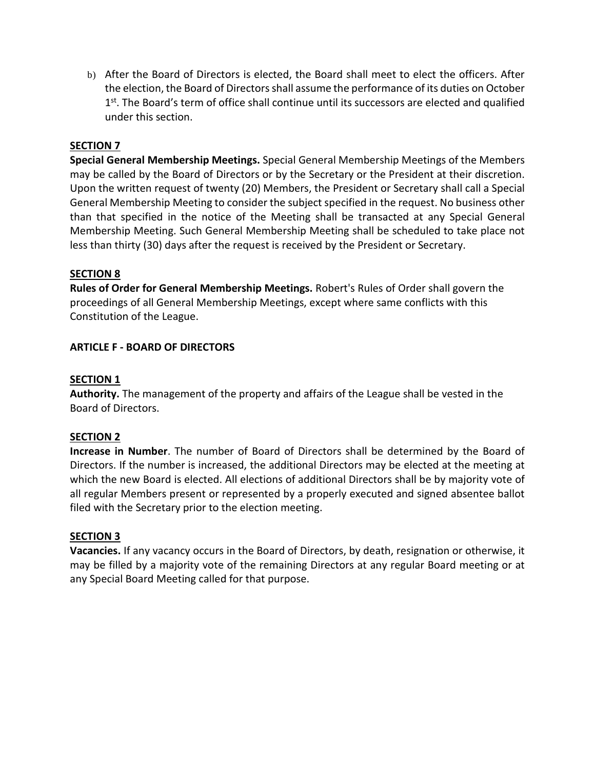b) After the Board of Directors is elected, the Board shall meet to elect the officers. After the election, the Board of Directors shall assume the performance of its duties on October 1st. The Board's term of office shall continue until its successors are elected and qualified under this section.

**SECTION 7**

**Special General Membership Meetings.** Special General Membership Meetings of the Members may be called by the Board of Directors or by the Secretary or the President at their discretion. Upon the written request of twenty (20) Members, the President or Secretary shall call a Special General Membership Meeting to consider the subject specified in the request. No business other than that specified in the notice of the Meeting shall be transacted at any Special General Membership Meeting. Such General Membership Meeting shall be scheduled to take place not less than thirty (30) days after the request is received by the President or Secretary.

**SECTION 8**

**Rules of Order for General Membership Meetings.** Robert's Rules of Order shall govern the proceedings of all General Membership Meetings, except where same conflicts with this Constitution of the League.

**ARTICLE F - BOARD OF DIRECTORS**

**SECTION 1**

**Authority.** The management of the property and affairs of the League shall be vested in the Board of Directors.

**SECTION 2**

**Increase in Number**. The number of Board of Directors shall be determined by the Board of Directors. If the number is increased, the additional Directors may be elected at the meeting at which the new Board is elected. All elections of additional Directors shall be by majority vote of all regular Members present or represented by a properly executed and signed absentee ballot filed with the Secretary prior to the election meeting.

**SECTION 3**

**Vacancies.** If any vacancy occurs in the Board of Directors, by death, resignation or otherwise, it may be filled by a majority vote of the remaining Directors at any regular Board meeting or at any Special Board Meeting called for that purpose.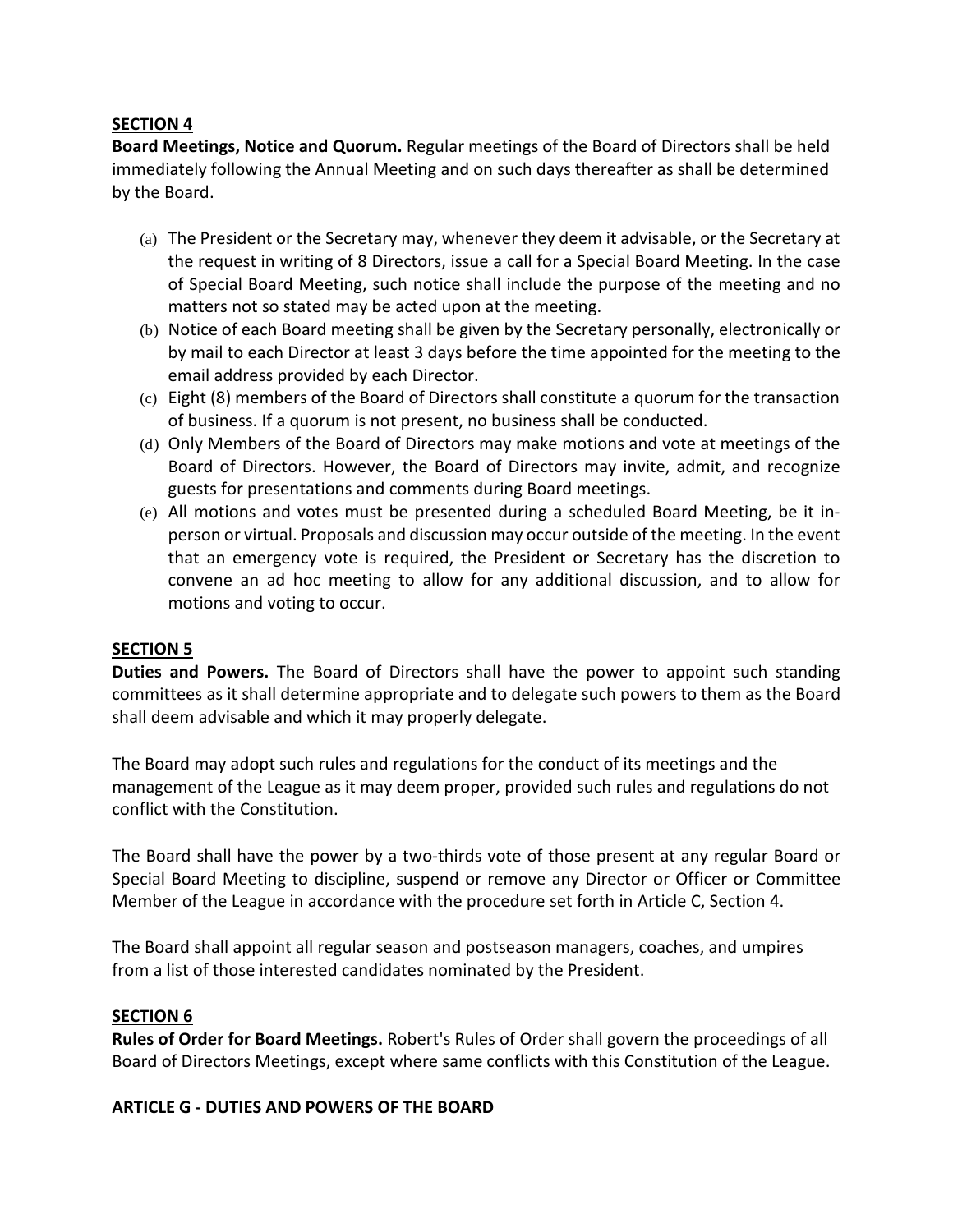**SECTION 4**

**Board Meetings, Notice and Quorum.** Regular meetings of the Board of Directors shall be held immediately following the Annual Meeting and on such days thereafter as shall be determined by the Board.

(a) The President or the Secretary may, whenever they deem it advisable, or the Secretary at the request in writing of 8 Directors, issue a call for a Special Board Meeting. In the case of Special Board Meeting, such notice shall include the purpose of the meeting and no matters not so stated may be acted upon at the meeting.

(b) Notice of each Board meeting shall be given by the Secretary personally, electronically or by mail to each Director at least 3 days before the time appointed for the meeting to the email address provided by each Director.

(c) Eight (8) members of the Board of Directors shall constitute a quorum for the transaction of business. If a quorum is not present, no business shall be conducted.

(d) Only Members of the Board of Directors may make motions and vote at meetings of the Board of Directors. However, the Board of Directors may invite, admit, and recognize guests for presentations and comments during Board meetings.

(e) All motions and votes must be presented during a scheduled Board Meeting, be it in-person or virtual. Proposals and discussion may occur outside of the meeting. In the event that an emergency vote is required, the President or Secretary has the discretion to convene an ad hoc meeting to allow for any additional discussion, and to allow for motions and voting to occur.

**SECTION 5**

**Duties and Powers.** The Board of Directors shall have the power to appoint such standing committees as it shall determine appropriate and to delegate such powers to them as the Board shall deem advisable and which it may properly delegate.

The Board may adopt such rules and regulations for the conduct of its meetings and the management of the League as it may deem proper, provided such rules and regulations do not conflict with the Constitution.

The Board shall have the power by a two-thirds vote of those present at any regular Board or Special Board Meeting to discipline, suspend or remove any Director or Officer or Committee Member of the League in accordance with the procedure set forth in Article C, Section 4.

The Board shall appoint all regular season and postseason managers, coaches, and umpires from a list of those interested candidates nominated by the President.

**SECTION 6**

**Rules of Order for Board Meetings.** Robert's Rules of Order shall govern the proceedings of all Board of Directors Meetings, except where same conflicts with this Constitution of the League.

## ARTICLE G - DUTIES AND POWERS OF THE BOARD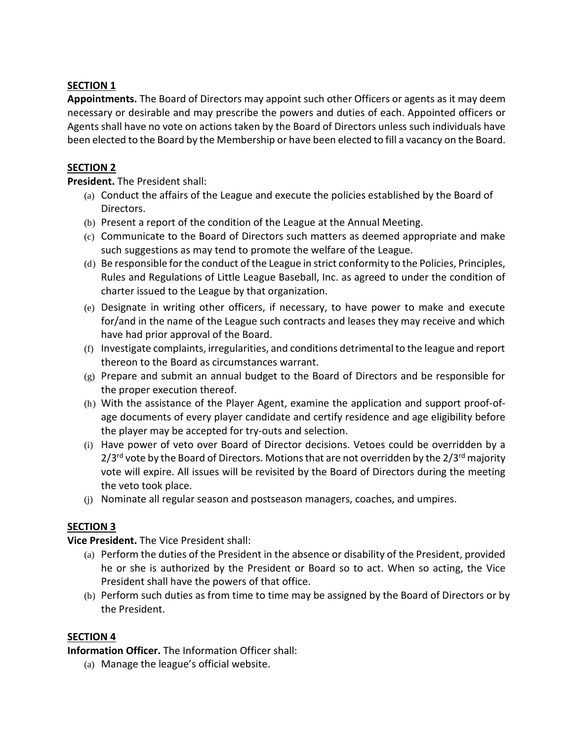**SECTION 1**

**Appointments.** The Board of Directors may appoint such other Officers or agents as it may deem necessary or desirable and may prescribe the powers and duties of each. Appointed officers or Agents shall have no vote on actions taken by the Board of Directors unless such individuals have been elected to the Board by the Membership or have been elected to fill a vacancy on the Board.

**SECTION 2**

**President.** The President shall:

(a) Conduct the affairs of the League and execute the policies established by the Board of Directors.
(b) Present a report of the condition of the League at the Annual Meeting.
(c) Communicate to the Board of Directors such matters as deemed appropriate and make such suggestions as may tend to promote the welfare of the League.
(d) Be responsible for the conduct of the League in strict conformity to the Policies, Principles, Rules and Regulations of Little League Baseball, Inc. as agreed to under the condition of charter issued to the League by that organization.
(e) Designate in writing other officers, if necessary, to have power to make and execute for/and in the name of the League such contracts and leases they may receive and which have had prior approval of the Board.
(f) Investigate complaints, irregularities, and conditions detrimental to the league and report thereon to the Board as circumstances warrant.
(g) Prepare and submit an annual budget to the Board of Directors and be responsible for the proper execution thereof.
(h) With the assistance of the Player Agent, examine the application and support proof-of-age documents of every player candidate and certify residence and age eligibility before the player may be accepted for try-outs and selection.
(i) Have power of veto over Board of Director decisions. Vetoes could be overridden by a 2/3rd vote by the Board of Directors. Motions that are not overridden by the 2/3rd majority vote will expire. All issues will be revisited by the Board of Directors during the meeting the veto took place.
(j) Nominate all regular season and postseason managers, coaches, and umpires.

**SECTION 3**

**Vice President.** The Vice President shall:

(a) Perform the duties of the President in the absence or disability of the President, provided he or she is authorized by the President or Board so to act. When so acting, the Vice President shall have the powers of that office.
(b) Perform such duties as from time to time may be assigned by the Board of Directors or by the President.

**SECTION 4**

**Information Officer.** The Information Officer shall:

(a) Manage the league's official website.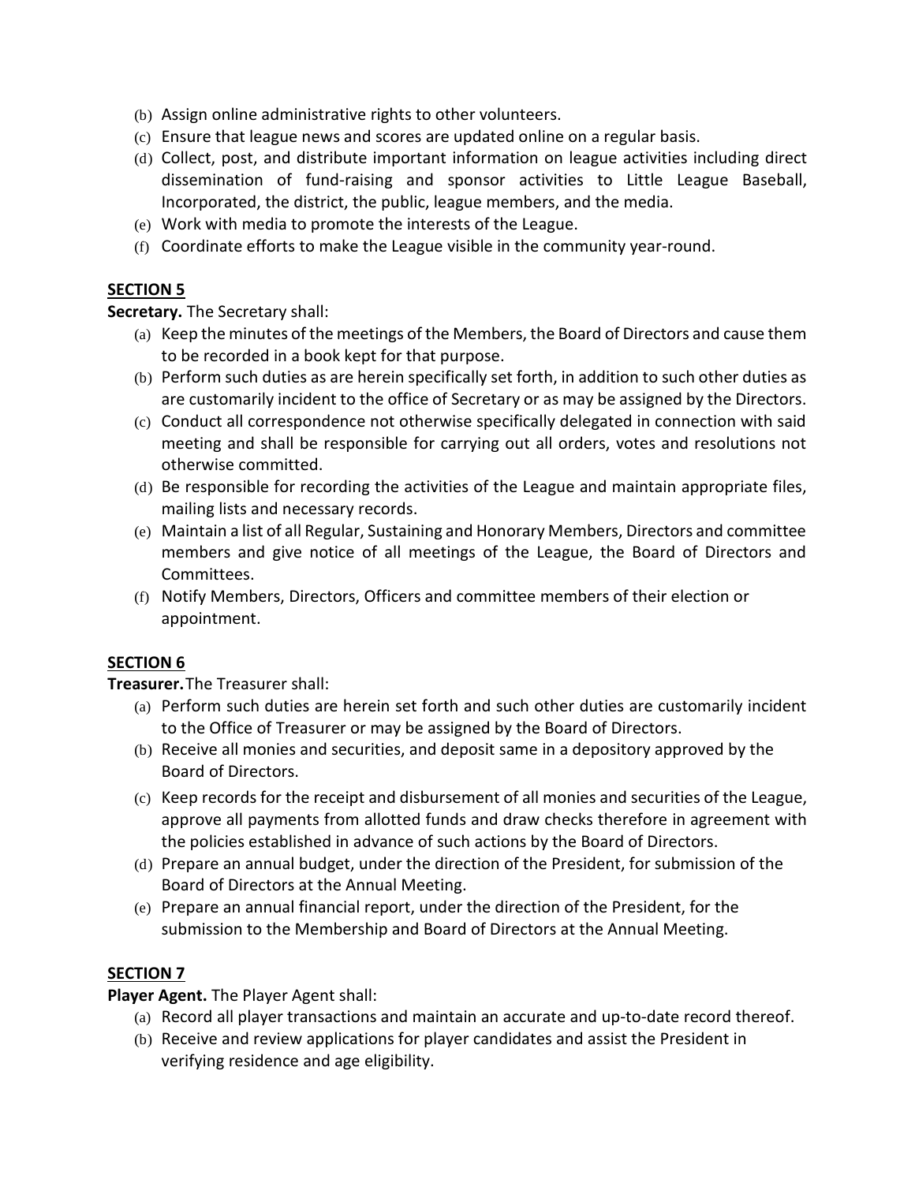(b) Assign online administrative rights to other volunteers.
(c) Ensure that league news and scores are updated online on a regular basis.
(d) Collect, post, and distribute important information on league activities including direct dissemination of fund-raising and sponsor activities to Little League Baseball, Incorporated, the district, the public, league members, and the media.
(e) Work with media to promote the interests of the League.
(f) Coordinate efforts to make the League visible in the community year-round.

**SECTION 5**

**Secretary.** The Secretary shall:

(a) Keep the minutes of the meetings of the Members, the Board of Directors and cause them to be recorded in a book kept for that purpose.
(b) Perform such duties as are herein specifically set forth, in addition to such other duties as are customarily incident to the office of Secretary or as may be assigned by the Directors.
(c) Conduct all correspondence not otherwise specifically delegated in connection with said meeting and shall be responsible for carrying out all orders, votes and resolutions not otherwise committed.
(d) Be responsible for recording the activities of the League and maintain appropriate files, mailing lists and necessary records.
(e) Maintain a list of all Regular, Sustaining and Honorary Members, Directors and committee members and give notice of all meetings of the League, the Board of Directors and Committees.
(f) Notify Members, Directors, Officers and committee members of their election or appointment.

**SECTION 6**

**Treasurer.** The Treasurer shall:

(a) Perform such duties are herein set forth and such other duties are customarily incident to the Office of Treasurer or may be assigned by the Board of Directors.
(b) Receive all monies and securities, and deposit same in a depository approved by the Board of Directors.
(c) Keep records for the receipt and disbursement of all monies and securities of the League, approve all payments from allotted funds and draw checks therefore in agreement with the policies established in advance of such actions by the Board of Directors.
(d) Prepare an annual budget, under the direction of the President, for submission of the Board of Directors at the Annual Meeting.
(e) Prepare an annual financial report, under the direction of the President, for the submission to the Membership and Board of Directors at the Annual Meeting.

**SECTION 7**

**Player Agent.** The Player Agent shall:

(a) Record all player transactions and maintain an accurate and up-to-date record thereof.
(b) Receive and review applications for player candidates and assist the President in verifying residence and age eligibility.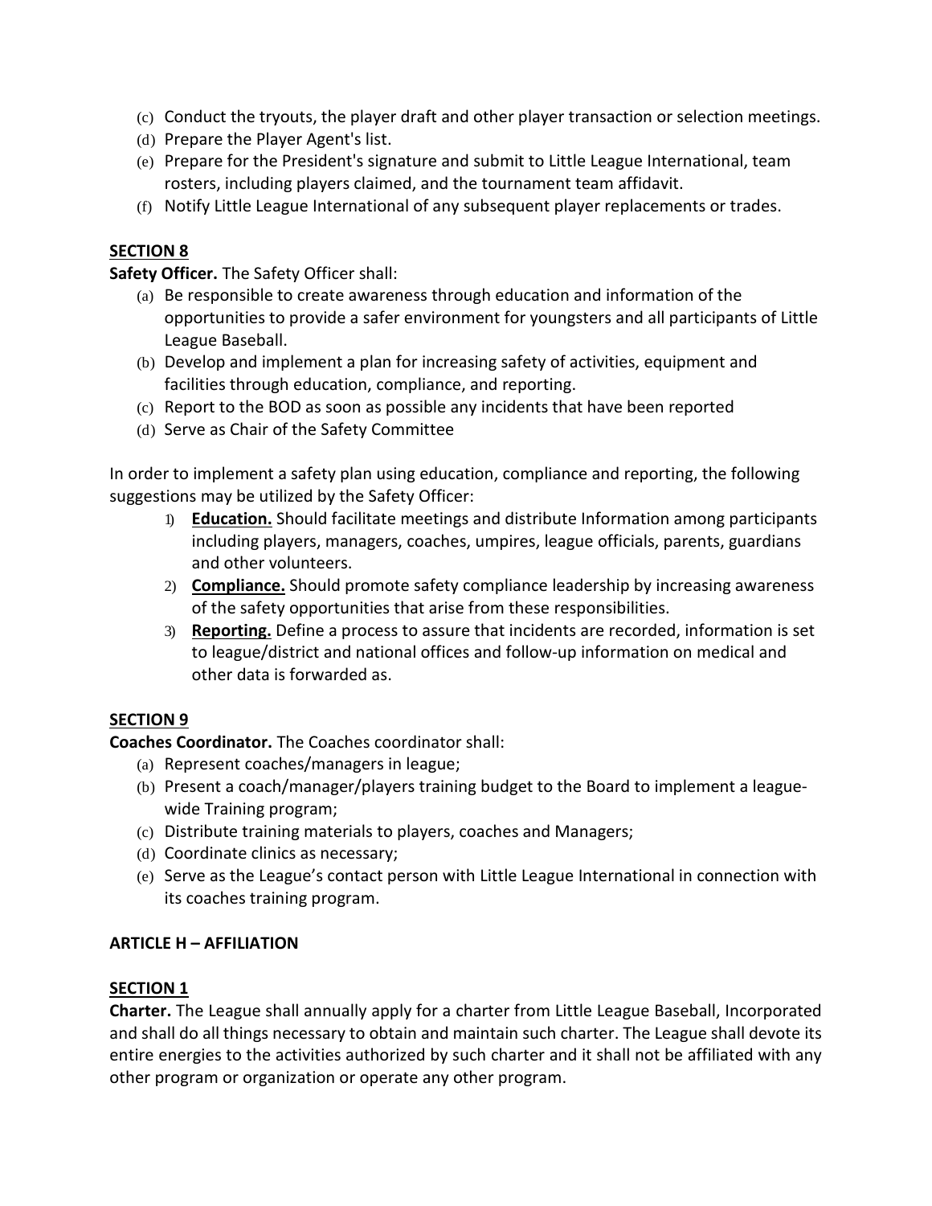(c) Conduct the tryouts, the player draft and other player transaction or selection meetings.
(d) Prepare the Player Agent's list.
(e) Prepare for the President's signature and submit to Little League International, team rosters, including players claimed, and the tournament team affidavit.
(f) Notify Little League International of any subsequent player replacements or trades.

**SECTION 8**

**Safety Officer.** The Safety Officer shall:

(a) Be responsible to create awareness through education and information of the opportunities to provide a safer environment for youngsters and all participants of Little League Baseball.
(b) Develop and implement a plan for increasing safety of activities, equipment and facilities through education, compliance, and reporting.
(c) Report to the BOD as soon as possible any incidents that have been reported
(d) Serve as Chair of the Safety Committee

In order to implement a safety plan using education, compliance and reporting, the following suggestions may be utilized by the Safety Officer:

1) **Education.** Should facilitate meetings and distribute Information among participants including players, managers, coaches, umpires, league officials, parents, guardians and other volunteers.
2) **Compliance.** Should promote safety compliance leadership by increasing awareness of the safety opportunities that arise from these responsibilities.
3) **Reporting.** Define a process to assure that incidents are recorded, information is set to league/district and national offices and follow-up information on medical and other data is forwarded as.

**SECTION 9**

**Coaches Coordinator.** The Coaches coordinator shall:

(a) Represent coaches/managers in league;
(b) Present a coach/manager/players training budget to the Board to implement a league-wide Training program;
(c) Distribute training materials to players, coaches and Managers;
(d) Coordinate clinics as necessary;
(e) Serve as the League's contact person with Little League International in connection with its coaches training program.

**ARTICLE H – AFFILIATION**

**SECTION 1**

**Charter.** The League shall annually apply for a charter from Little League Baseball, Incorporated and shall do all things necessary to obtain and maintain such charter. The League shall devote its entire energies to the activities authorized by such charter and it shall not be affiliated with any other program or organization or operate any other program.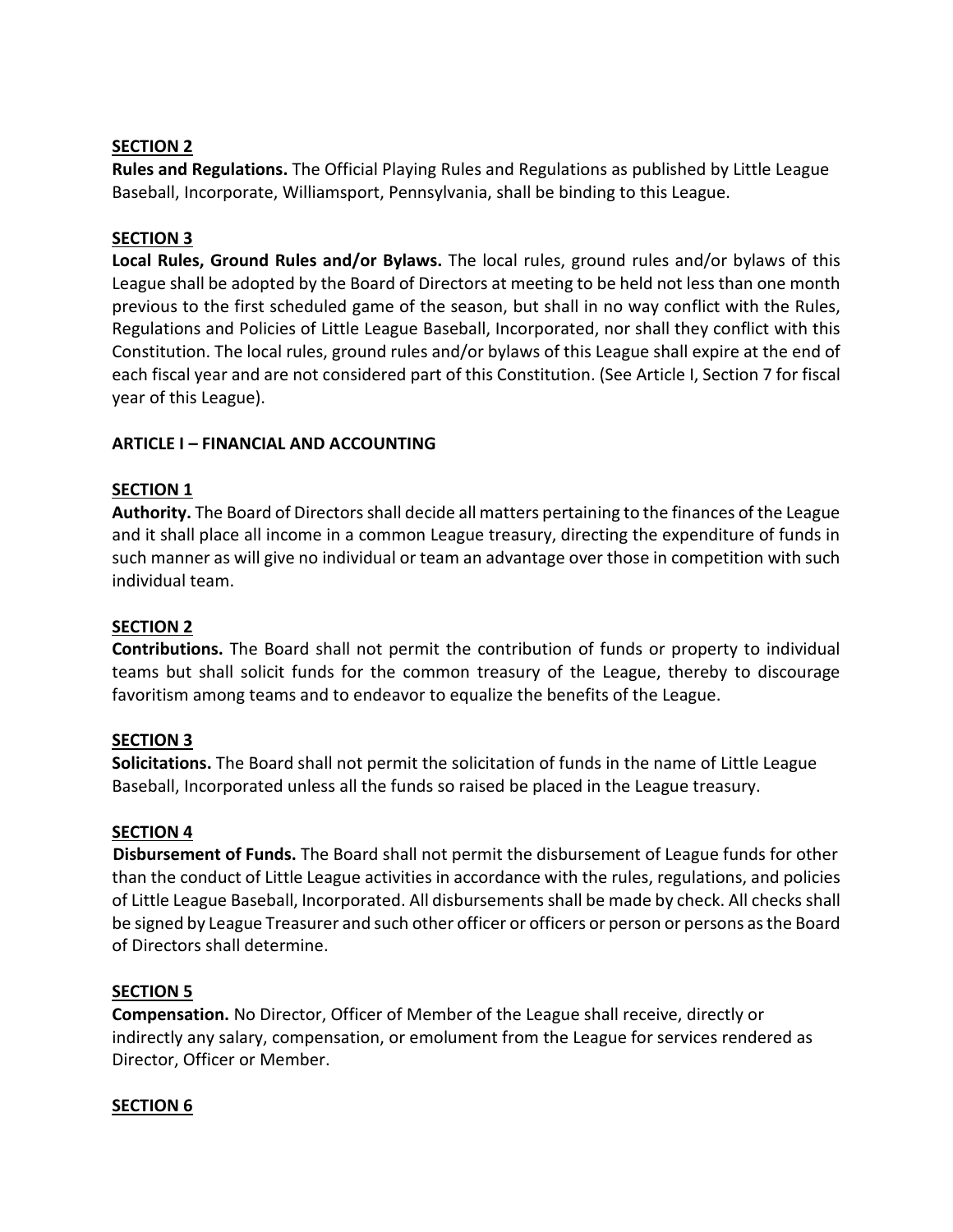**SECTION 2**

**Rules and Regulations.** The Official Playing Rules and Regulations as published by Little League Baseball, Incorporate, Williamsport, Pennsylvania, shall be binding to this League.

**SECTION 3**

**Local Rules, Ground Rules and/or Bylaws.** The local rules, ground rules and/or bylaws of this League shall be adopted by the Board of Directors at meeting to be held not less than one month previous to the first scheduled game of the season, but shall in no way conflict with the Rules, Regulations and Policies of Little League Baseball, Incorporated, nor shall they conflict with this Constitution. The local rules, ground rules and/or bylaws of this League shall expire at the end of each fiscal year and are not considered part of this Constitution. (See Article I, Section 7 for fiscal year of this League).

## ARTICLE I – FINANCIAL AND ACCOUNTING

**SECTION 1**

**Authority.** The Board of Directors shall decide all matters pertaining to the finances of the League and it shall place all income in a common League treasury, directing the expenditure of funds in such manner as will give no individual or team an advantage over those in competition with such individual team.

**SECTION 2**

**Contributions.** The Board shall not permit the contribution of funds or property to individual teams but shall solicit funds for the common treasury of the League, thereby to discourage favoritism among teams and to endeavor to equalize the benefits of the League.

**SECTION 3**

**Solicitations.** The Board shall not permit the solicitation of funds in the name of Little League Baseball, Incorporated unless all the funds so raised be placed in the League treasury.

**SECTION 4**

**Disbursement of Funds.** The Board shall not permit the disbursement of League funds for other than the conduct of Little League activities in accordance with the rules, regulations, and policies of Little League Baseball, Incorporated. All disbursements shall be made by check. All checks shall be signed by League Treasurer and such other officer or officers or person or persons as the Board of Directors shall determine.

**SECTION 5**

**Compensation.** No Director, Officer of Member of the League shall receive, directly or indirectly any salary, compensation, or emolument from the League for services rendered as Director, Officer or Member.

**SECTION 6**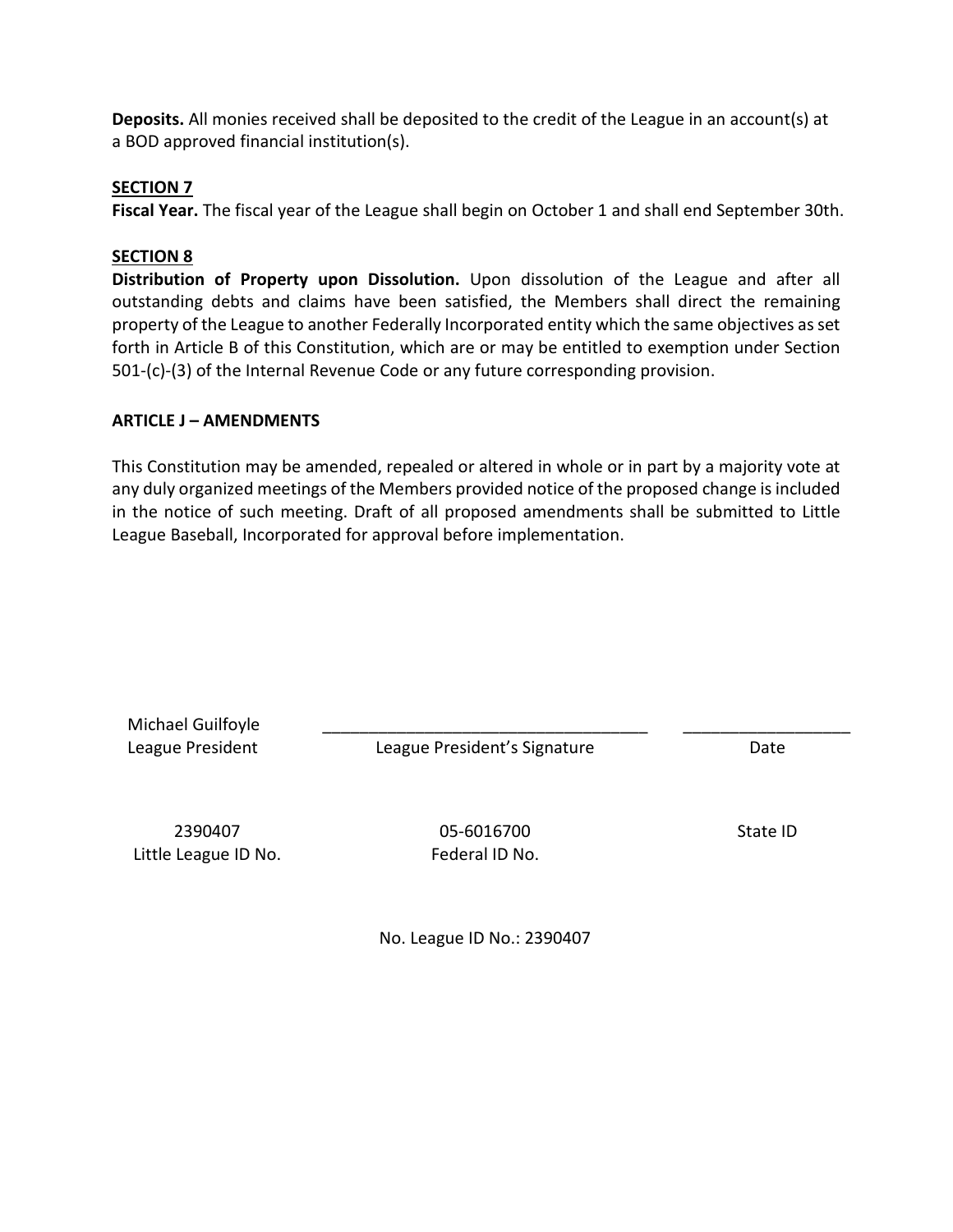**Deposits.** All monies received shall be deposited to the credit of the League in an account(s) at a BOD approved financial institution(s).

**SECTION 7**

**Fiscal Year.** The fiscal year of the League shall begin on October 1 and shall end September 30th.

**SECTION 8**

**Distribution of Property upon Dissolution.** Upon dissolution of the League and after all outstanding debts and claims have been satisfied, the Members shall direct the remaining property of the League to another Federally Incorporated entity which the same objectives as set forth in Article B of this Constitution, which are or may be entitled to exemption under Section 501-(c)-(3) of the Internal Revenue Code or any future corresponding provision.

**ARTICLE J – AMENDMENTS**

This Constitution may be amended, repealed or altered in whole or in part by a majority vote at any duly organized meetings of the Members provided notice of the proposed change is included in the notice of such meeting. Draft of all proposed amendments shall be submitted to Little League Baseball, Incorporated for approval before implementation.

| | | |
|---|---|---|
| Michael Guilfoyle<br>League President | ___________________________________<br>League President's Signature | __________________<br>Date |
| 2390407<br>Little League ID No. | 05-6016700<br>Federal ID No. | State ID |

No. League ID No.: 2390407